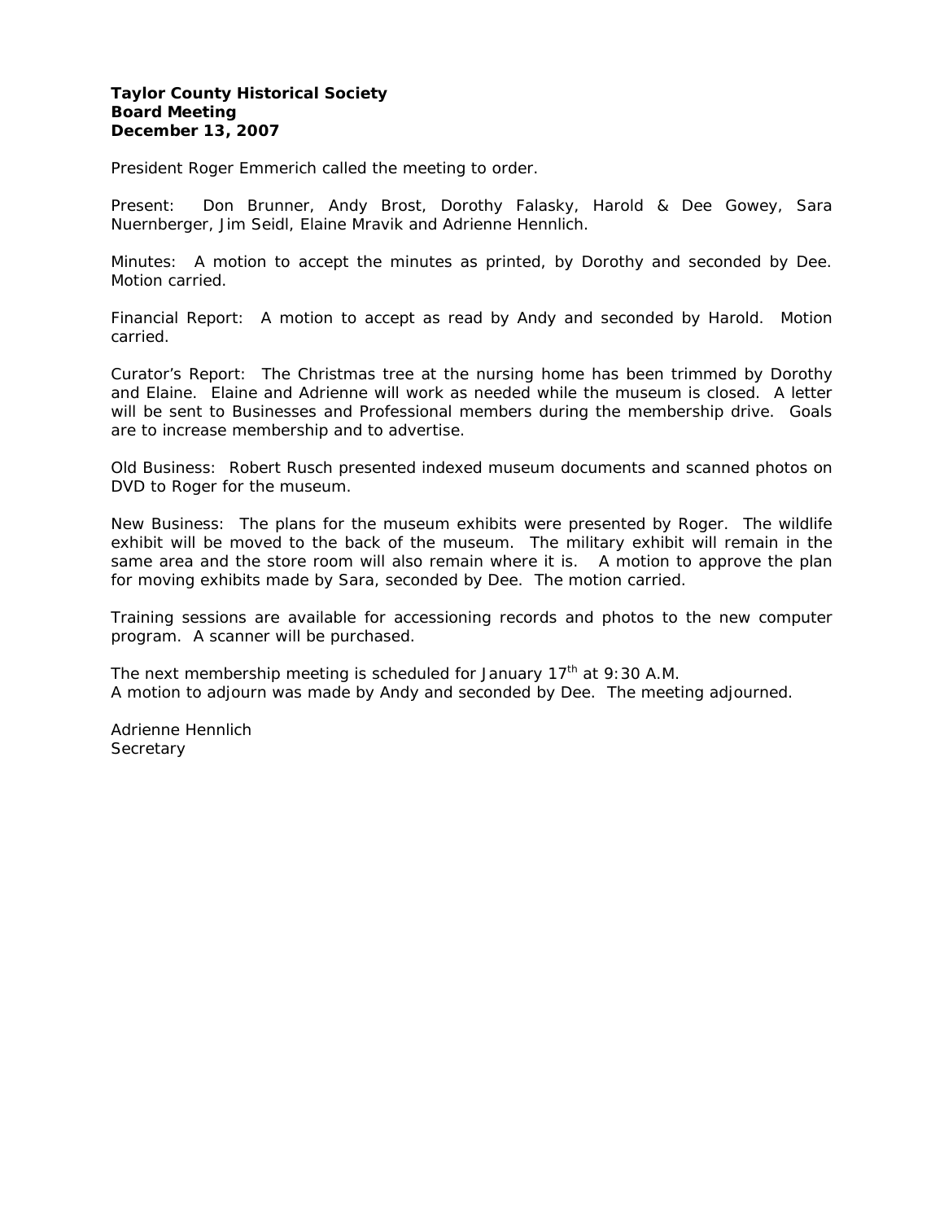**Taylor County Historical Society**
**Board Meeting**
**December 13, 2007**

President Roger Emmerich called the meeting to order.

Present: Don Brunner, Andy Brost, Dorothy Falasky, Harold & Dee Gowey, Sara Nuernberger, Jim Seidl, Elaine Mravik and Adrienne Hennlich.

Minutes: A motion to accept the minutes as printed, by Dorothy and seconded by Dee. Motion carried.

Financial Report: A motion to accept as read by Andy and seconded by Harold. Motion carried.

Curator's Report: The Christmas tree at the nursing home has been trimmed by Dorothy and Elaine. Elaine and Adrienne will work as needed while the museum is closed. A letter will be sent to Businesses and Professional members during the membership drive. Goals are to increase membership and to advertise.

Old Business: Robert Rusch presented indexed museum documents and scanned photos on DVD to Roger for the museum.

New Business: The plans for the museum exhibits were presented by Roger. The wildlife exhibit will be moved to the back of the museum. The military exhibit will remain in the same area and the store room will also remain where it is. A motion to approve the plan for moving exhibits made by Sara, seconded by Dee. The motion carried.

Training sessions are available for accessioning records and photos to the new computer program. A scanner will be purchased.

The next membership meeting is scheduled for January 17th at 9:30 A.M.
A motion to adjourn was made by Andy and seconded by Dee. The meeting adjourned.

Adrienne Hennlich
Secretary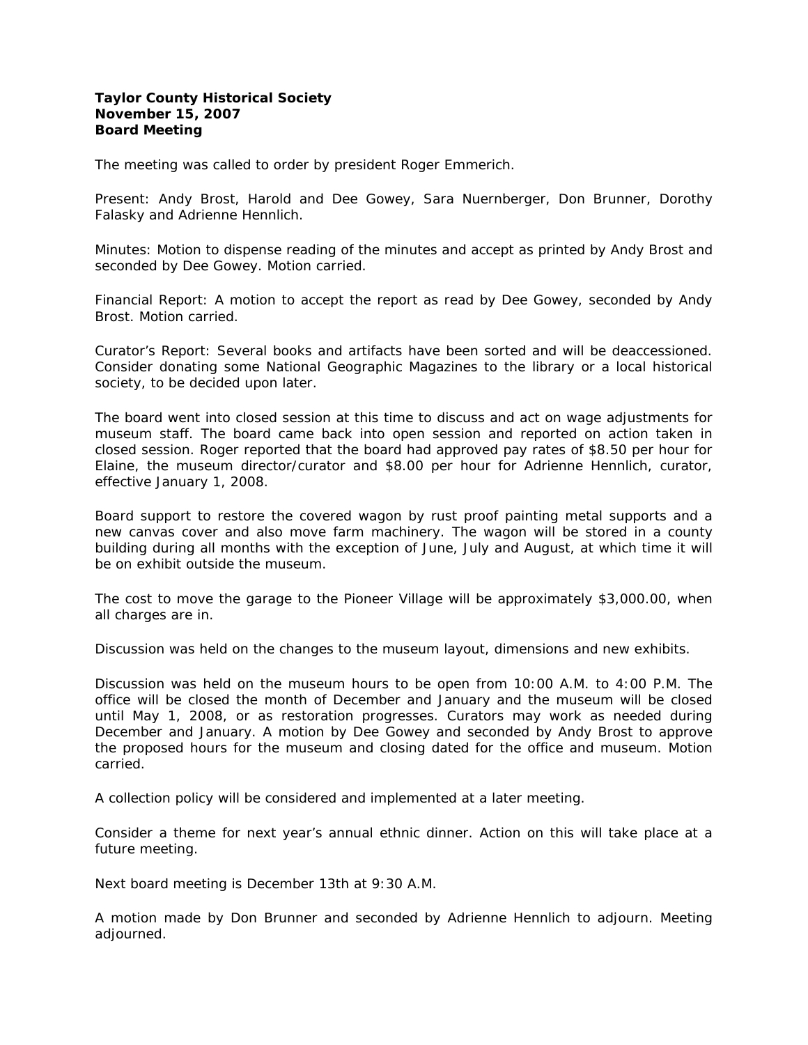**Taylor County Historical Society**
**November 15, 2007**
**Board Meeting**

The meeting was called to order by president Roger Emmerich.

Present: Andy Brost, Harold and Dee Gowey, Sara Nuernberger, Don Brunner, Dorothy Falasky and Adrienne Hennlich.

Minutes: Motion to dispense reading of the minutes and accept as printed by Andy Brost and seconded by Dee Gowey. Motion carried.

Financial Report: A motion to accept the report as read by Dee Gowey, seconded by Andy Brost. Motion carried.

Curator's Report: Several books and artifacts have been sorted and will be deaccessioned. Consider donating some National Geographic Magazines to the library or a local historical society, to be decided upon later.

The board went into closed session at this time to discuss and act on wage adjustments for museum staff. The board came back into open session and reported on action taken in closed session. Roger reported that the board had approved pay rates of $8.50 per hour for Elaine, the museum director/curator and $8.00 per hour for Adrienne Hennlich, curator, effective January 1, 2008.

Board support to restore the covered wagon by rust proof painting metal supports and a new canvas cover and also move farm machinery. The wagon will be stored in a county building during all months with the exception of June, July and August, at which time it will be on exhibit outside the museum.

The cost to move the garage to the Pioneer Village will be approximately $3,000.00, when all charges are in.

Discussion was held on the changes to the museum layout, dimensions and new exhibits.

Discussion was held on the museum hours to be open from 10:00 A.M. to 4:00 P.M. The office will be closed the month of December and January and the museum will be closed until May 1, 2008, or as restoration progresses. Curators may work as needed during December and January. A motion by Dee Gowey and seconded by Andy Brost to approve the proposed hours for the museum and closing dated for the office and museum. Motion carried.

A collection policy will be considered and implemented at a later meeting.

Consider a theme for next year's annual ethnic dinner. Action on this will take place at a future meeting.

Next board meeting is December 13th at 9:30 A.M.

A motion made by Don Brunner and seconded by Adrienne Hennlich to adjourn. Meeting adjourned.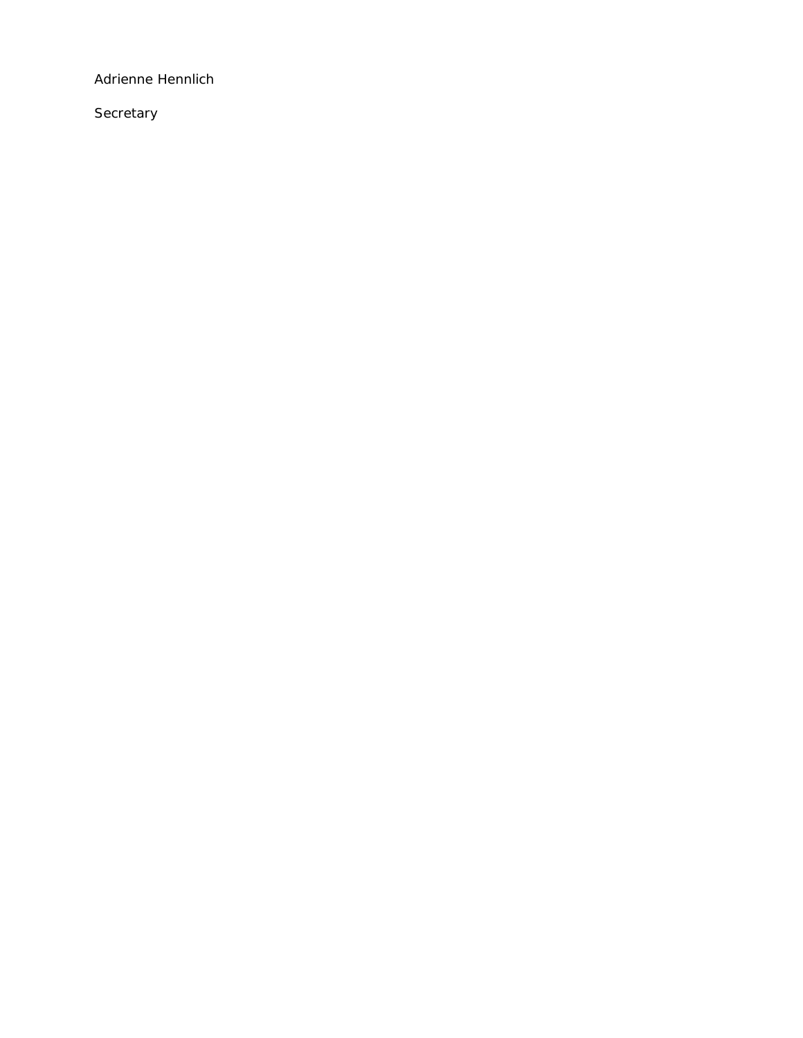Adrienne Hennlich

Secretary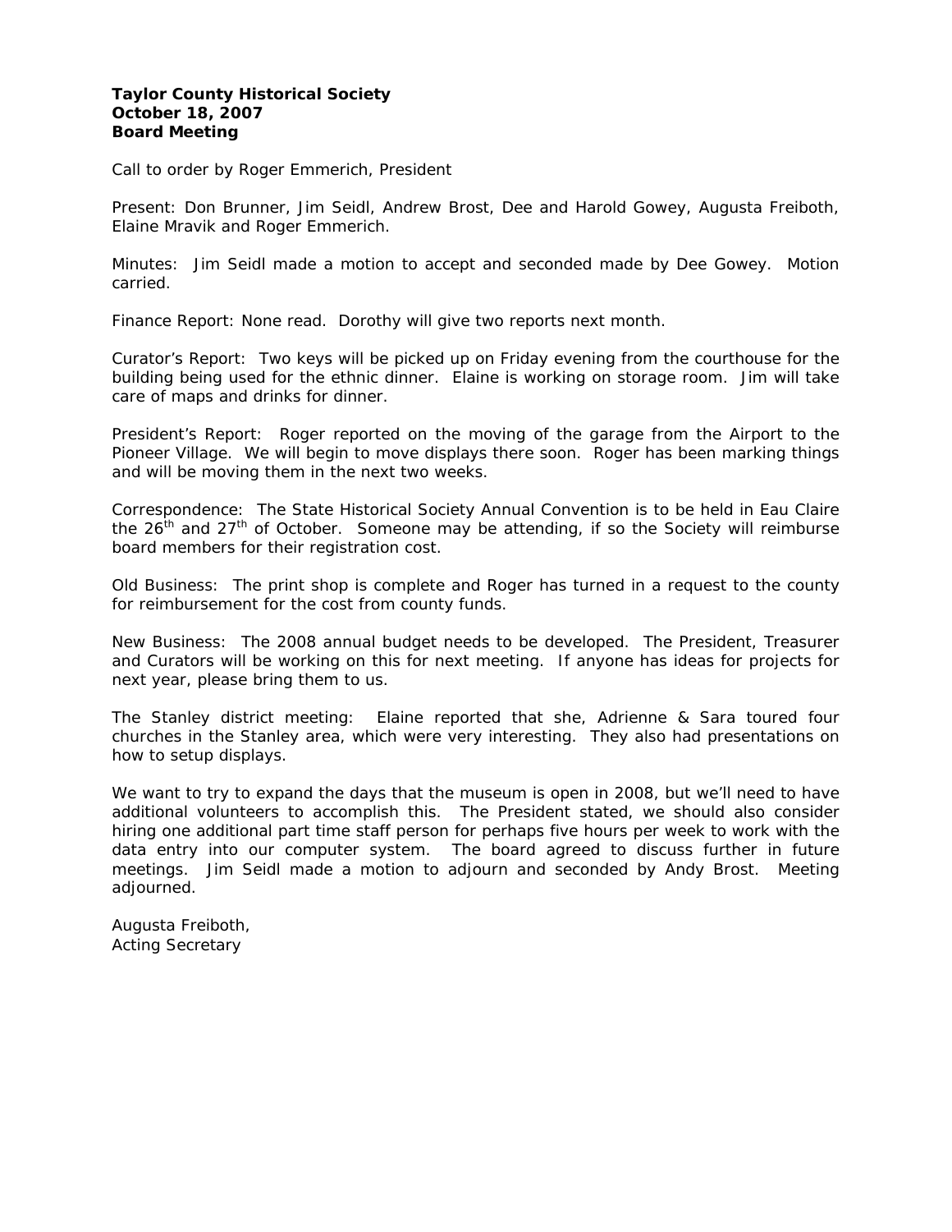**Taylor County Historical Society**
**October 18, 2007**
**Board Meeting**

Call to order by Roger Emmerich, President

Present: Don Brunner, Jim Seidl, Andrew Brost, Dee and Harold Gowey, Augusta Freiboth, Elaine Mravik and Roger Emmerich.

Minutes: Jim Seidl made a motion to accept and seconded made by Dee Gowey. Motion carried.

Finance Report: None read. Dorothy will give two reports next month.

Curator's Report: Two keys will be picked up on Friday evening from the courthouse for the building being used for the ethnic dinner. Elaine is working on storage room. Jim will take care of maps and drinks for dinner.

President's Report: Roger reported on the moving of the garage from the Airport to the Pioneer Village. We will begin to move displays there soon. Roger has been marking things and will be moving them in the next two weeks.

Correspondence: The State Historical Society Annual Convention is to be held in Eau Claire the 26th and 27th of October. Someone may be attending, if so the Society will reimburse board members for their registration cost.

Old Business: The print shop is complete and Roger has turned in a request to the county for reimbursement for the cost from county funds.

New Business: The 2008 annual budget needs to be developed. The President, Treasurer and Curators will be working on this for next meeting. If anyone has ideas for projects for next year, please bring them to us.

The Stanley district meeting: Elaine reported that she, Adrienne & Sara toured four churches in the Stanley area, which were very interesting. They also had presentations on how to setup displays.

We want to try to expand the days that the museum is open in 2008, but we'll need to have additional volunteers to accomplish this. The President stated, we should also consider hiring one additional part time staff person for perhaps five hours per week to work with the data entry into our computer system. The board agreed to discuss further in future meetings. Jim Seidl made a motion to adjourn and seconded by Andy Brost. Meeting adjourned.

Augusta Freiboth,
Acting Secretary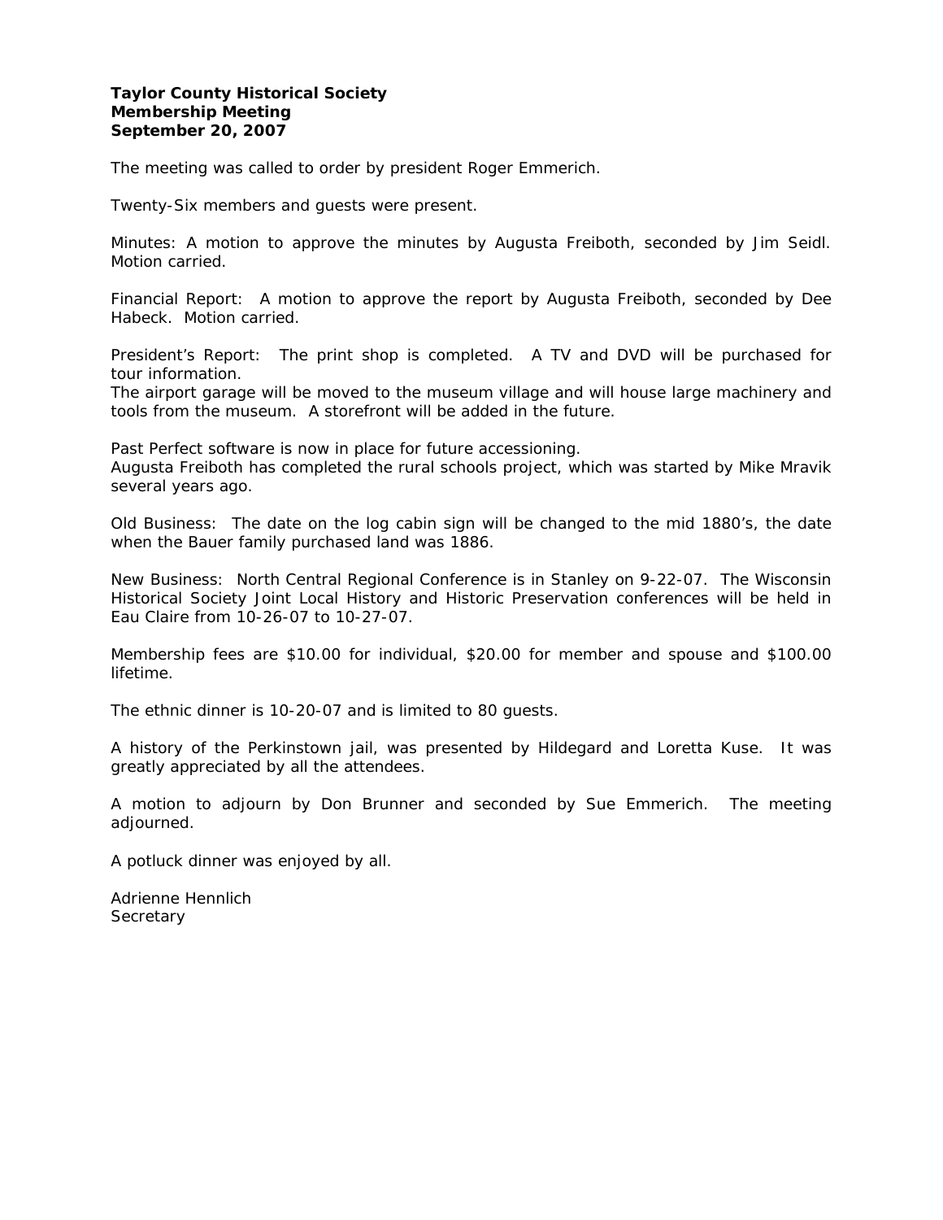**Taylor County Historical Society**
**Membership Meeting**
**September 20, 2007**

The meeting was called to order by president Roger Emmerich.

Twenty-Six members and guests were present.

Minutes: A motion to approve the minutes by Augusta Freiboth, seconded by Jim Seidl. Motion carried.

Financial Report: A motion to approve the report by Augusta Freiboth, seconded by Dee Habeck. Motion carried.

President's Report: The print shop is completed. A TV and DVD will be purchased for tour information.
The airport garage will be moved to the museum village and will house large machinery and tools from the museum. A storefront will be added in the future.

Past Perfect software is now in place for future accessioning.
Augusta Freiboth has completed the rural schools project, which was started by Mike Mravik several years ago.

Old Business: The date on the log cabin sign will be changed to the mid 1880's, the date when the Bauer family purchased land was 1886.

New Business: North Central Regional Conference is in Stanley on 9-22-07. The Wisconsin Historical Society Joint Local History and Historic Preservation conferences will be held in Eau Claire from 10-26-07 to 10-27-07.

Membership fees are $10.00 for individual, $20.00 for member and spouse and $100.00 lifetime.

The ethnic dinner is 10-20-07 and is limited to 80 guests.

A history of the Perkinstown jail, was presented by Hildegard and Loretta Kuse. It was greatly appreciated by all the attendees.

A motion to adjourn by Don Brunner and seconded by Sue Emmerich. The meeting adjourned.

A potluck dinner was enjoyed by all.

Adrienne Hennlich
Secretary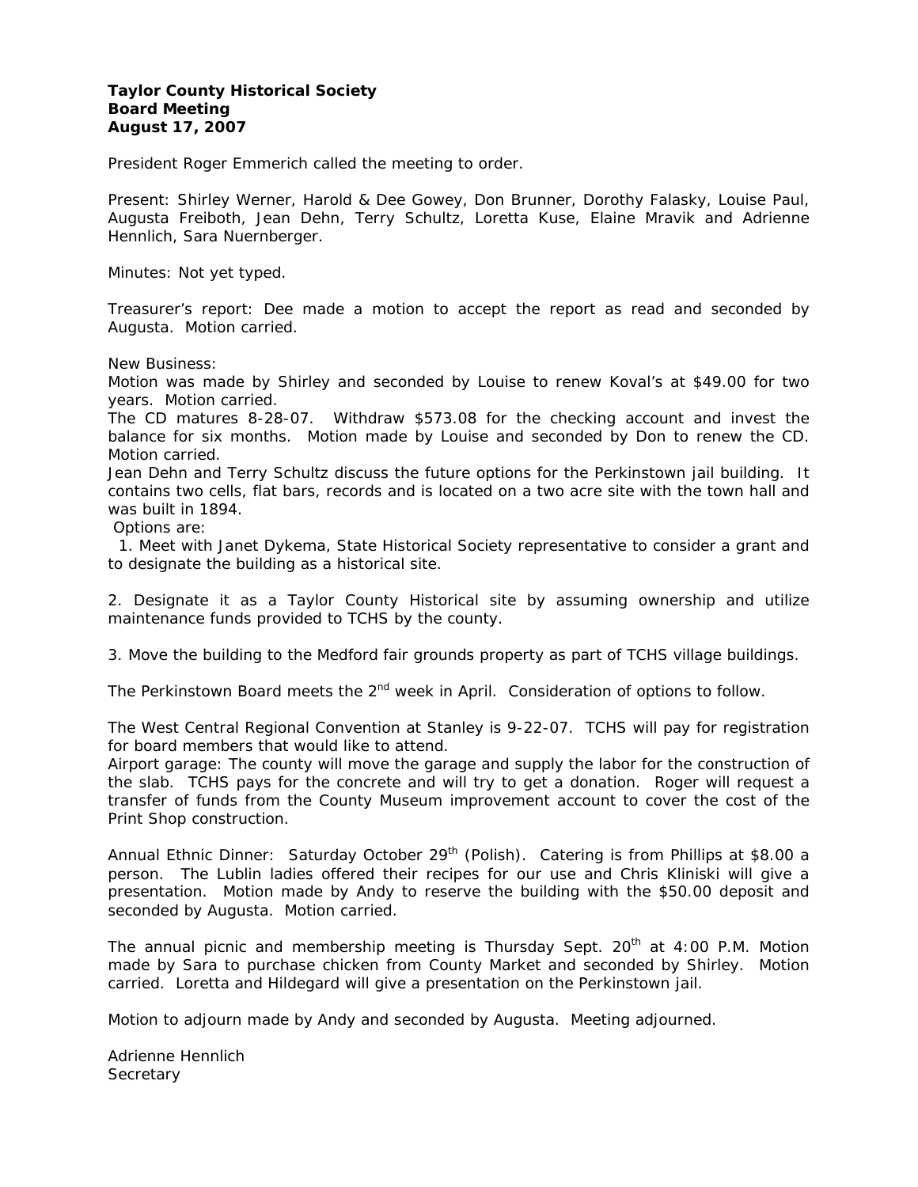**Taylor County Historical Society**
**Board Meeting**
**August 17, 2007**

President Roger Emmerich called the meeting to order.

Present: Shirley Werner, Harold & Dee Gowey, Don Brunner, Dorothy Falasky, Louise Paul, Augusta Freiboth, Jean Dehn, Terry Schultz, Loretta Kuse, Elaine Mravik and Adrienne Hennlich, Sara Nuernberger.

Minutes: Not yet typed.

Treasurer's report: Dee made a motion to accept the report as read and seconded by Augusta. Motion carried.

New Business:
Motion was made by Shirley and seconded by Louise to renew Koval's at $49.00 for two years. Motion carried.
The CD matures 8-28-07. Withdraw $573.08 for the checking account and invest the balance for six months. Motion made by Louise and seconded by Don to renew the CD. Motion carried.
Jean Dehn and Terry Schultz discuss the future options for the Perkinstown jail building. It contains two cells, flat bars, records and is located on a two acre site with the town hall and was built in 1894.
Options are:

1. Meet with Janet Dykema, State Historical Society representative to consider a grant and to designate the building as a historical site.

2. Designate it as a Taylor County Historical site by assuming ownership and utilize maintenance funds provided to TCHS by the county.

3. Move the building to the Medford fair grounds property as part of TCHS village buildings.

The Perkinstown Board meets the 2nd week in April. Consideration of options to follow.

The West Central Regional Convention at Stanley is 9-22-07. TCHS will pay for registration for board members that would like to attend.
Airport garage: The county will move the garage and supply the labor for the construction of the slab. TCHS pays for the concrete and will try to get a donation. Roger will request a transfer of funds from the County Museum improvement account to cover the cost of the Print Shop construction.

Annual Ethnic Dinner: Saturday October 29th (Polish). Catering is from Phillips at $8.00 a person. The Lublin ladies offered their recipes for our use and Chris Kliniski will give a presentation. Motion made by Andy to reserve the building with the $50.00 deposit and seconded by Augusta. Motion carried.

The annual picnic and membership meeting is Thursday Sept. 20th at 4:00 P.M. Motion made by Sara to purchase chicken from County Market and seconded by Shirley. Motion carried. Loretta and Hildegard will give a presentation on the Perkinstown jail.

Motion to adjourn made by Andy and seconded by Augusta. Meeting adjourned.

Adrienne Hennlich
Secretary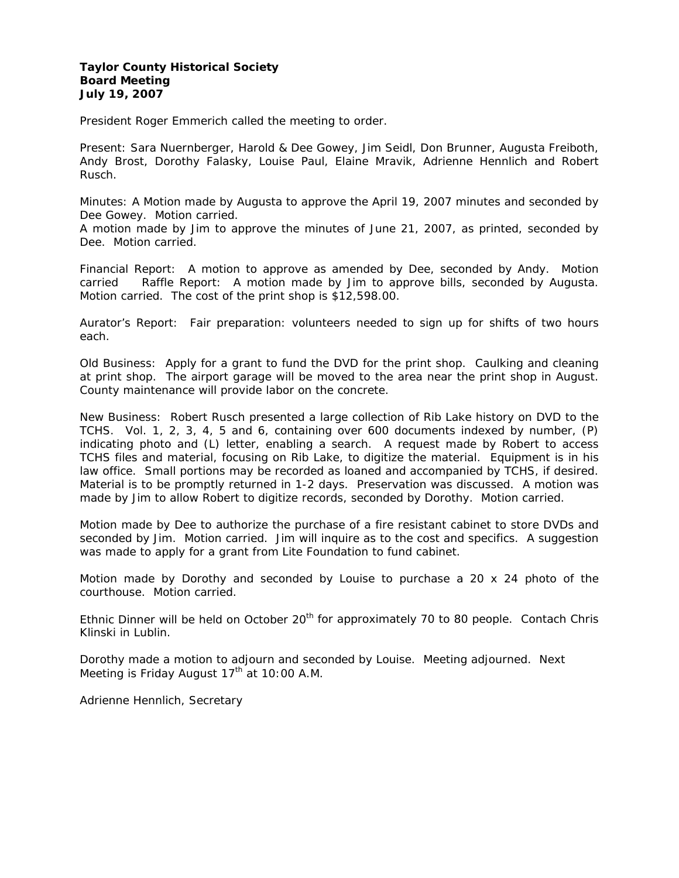**Taylor County Historical Society**
**Board Meeting**
**July 19, 2007**

President Roger Emmerich called the meeting to order.

Present: Sara Nuernberger, Harold & Dee Gowey, Jim Seidl, Don Brunner, Augusta Freiboth, Andy Brost, Dorothy Falasky, Louise Paul, Elaine Mravik, Adrienne Hennlich and Robert Rusch.

Minutes: A Motion made by Augusta to approve the April 19, 2007 minutes and seconded by Dee Gowey. Motion carried.
A motion made by Jim to approve the minutes of June 21, 2007, as printed, seconded by Dee. Motion carried.

Financial Report: A motion to approve as amended by Dee, seconded by Andy. Motion carried Raffle Report: A motion made by Jim to approve bills, seconded by Augusta. Motion carried. The cost of the print shop is $12,598.00.

Aurator's Report: Fair preparation: volunteers needed to sign up for shifts of two hours each.

Old Business: Apply for a grant to fund the DVD for the print shop. Caulking and cleaning at print shop. The airport garage will be moved to the area near the print shop in August. County maintenance will provide labor on the concrete.

New Business: Robert Rusch presented a large collection of Rib Lake history on DVD to the TCHS. Vol. 1, 2, 3, 4, 5 and 6, containing over 600 documents indexed by number, (P) indicating photo and (L) letter, enabling a search. A request made by Robert to access TCHS files and material, focusing on Rib Lake, to digitize the material. Equipment is in his law office. Small portions may be recorded as loaned and accompanied by TCHS, if desired. Material is to be promptly returned in 1-2 days. Preservation was discussed. A motion was made by Jim to allow Robert to digitize records, seconded by Dorothy. Motion carried.

Motion made by Dee to authorize the purchase of a fire resistant cabinet to store DVDs and seconded by Jim. Motion carried. Jim will inquire as to the cost and specifics. A suggestion was made to apply for a grant from Lite Foundation to fund cabinet.

Motion made by Dorothy and seconded by Louise to purchase a 20 x 24 photo of the courthouse. Motion carried.

Ethnic Dinner will be held on October 20th for approximately 70 to 80 people. Contach Chris Klinski in Lublin.

Dorothy made a motion to adjourn and seconded by Louise. Meeting adjourned. Next Meeting is Friday August 17th at 10:00 A.M.

Adrienne Hennlich, Secretary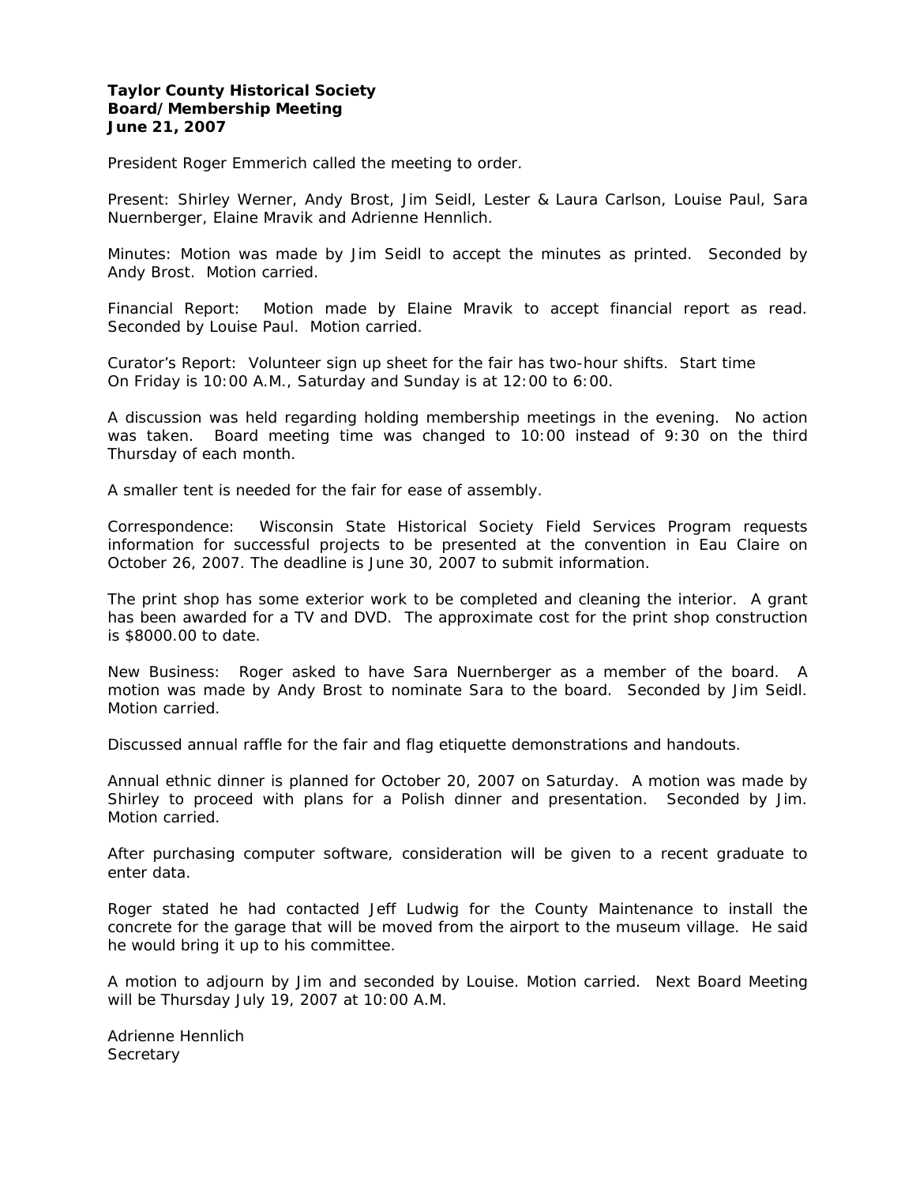**Taylor County Historical Society**
**Board/Membership Meeting**
**June 21, 2007**

President Roger Emmerich called the meeting to order.

Present: Shirley Werner, Andy Brost, Jim Seidl, Lester & Laura Carlson, Louise Paul, Sara Nuernberger, Elaine Mravik and Adrienne Hennlich.

Minutes: Motion was made by Jim Seidl to accept the minutes as printed. Seconded by Andy Brost. Motion carried.

Financial Report: Motion made by Elaine Mravik to accept financial report as read. Seconded by Louise Paul. Motion carried.

Curator's Report: Volunteer sign up sheet for the fair has two-hour shifts. Start time On Friday is 10:00 A.M., Saturday and Sunday is at 12:00 to 6:00.

A discussion was held regarding holding membership meetings in the evening. No action was taken. Board meeting time was changed to 10:00 instead of 9:30 on the third Thursday of each month.

A smaller tent is needed for the fair for ease of assembly.

Correspondence: Wisconsin State Historical Society Field Services Program requests information for successful projects to be presented at the convention in Eau Claire on October 26, 2007. The deadline is June 30, 2007 to submit information.

The print shop has some exterior work to be completed and cleaning the interior. A grant has been awarded for a TV and DVD. The approximate cost for the print shop construction is $8000.00 to date.

New Business: Roger asked to have Sara Nuernberger as a member of the board. A motion was made by Andy Brost to nominate Sara to the board. Seconded by Jim Seidl. Motion carried.

Discussed annual raffle for the fair and flag etiquette demonstrations and handouts.

Annual ethnic dinner is planned for October 20, 2007 on Saturday. A motion was made by Shirley to proceed with plans for a Polish dinner and presentation. Seconded by Jim. Motion carried.

After purchasing computer software, consideration will be given to a recent graduate to enter data.

Roger stated he had contacted Jeff Ludwig for the County Maintenance to install the concrete for the garage that will be moved from the airport to the museum village. He said he would bring it up to his committee.

A motion to adjourn by Jim and seconded by Louise. Motion carried. Next Board Meeting will be Thursday July 19, 2007 at 10:00 A.M.

Adrienne Hennlich
Secretary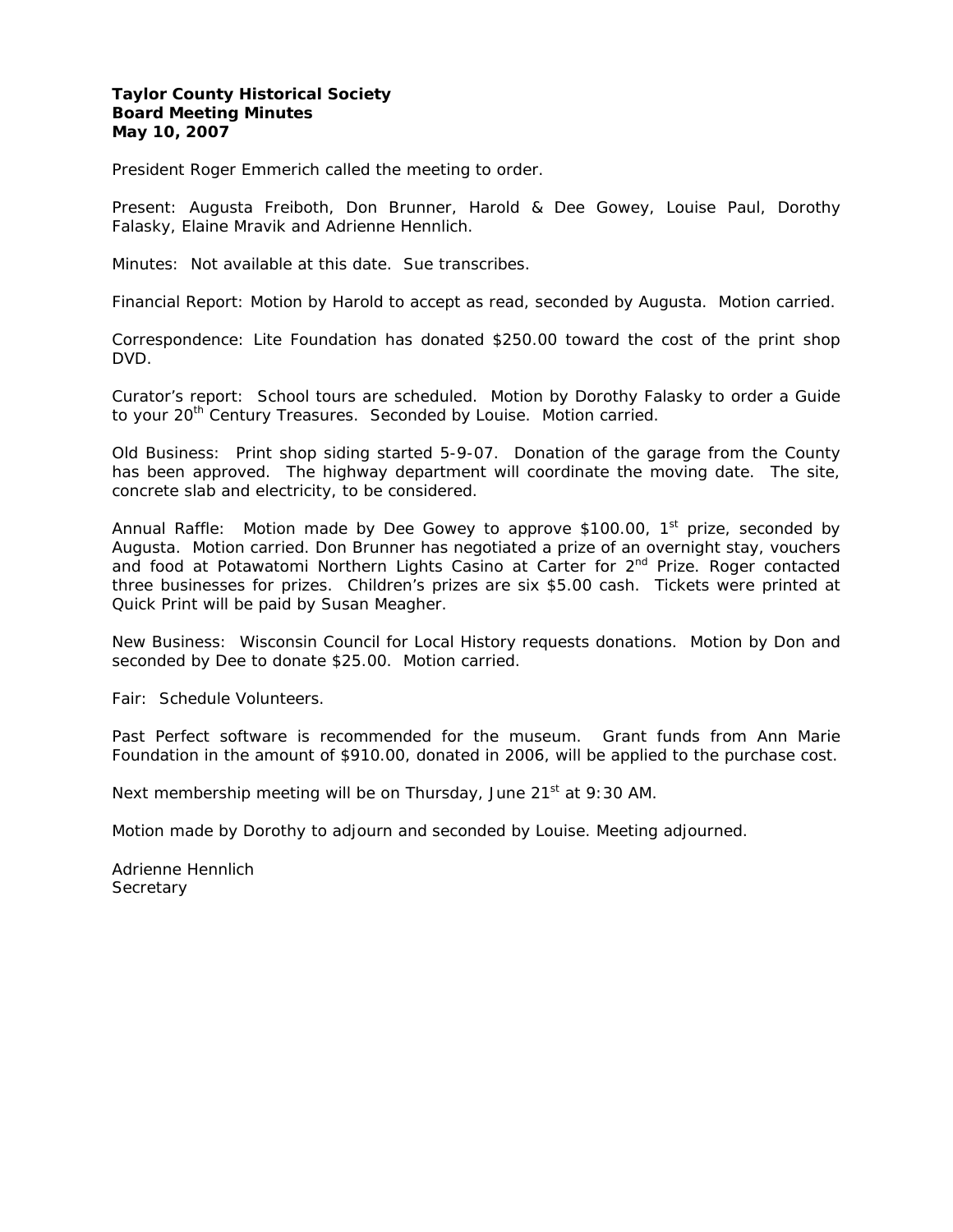**Taylor County Historical Society**
**Board Meeting Minutes**
**May 10, 2007**

President Roger Emmerich called the meeting to order.

Present: Augusta Freiboth, Don Brunner, Harold & Dee Gowey, Louise Paul, Dorothy Falasky, Elaine Mravik and Adrienne Hennlich.

Minutes: Not available at this date. Sue transcribes.

Financial Report: Motion by Harold to accept as read, seconded by Augusta. Motion carried.

Correspondence: Lite Foundation has donated $250.00 toward the cost of the print shop DVD.

Curator's report: School tours are scheduled. Motion by Dorothy Falasky to order a Guide to your 20th Century Treasures. Seconded by Louise. Motion carried.

Old Business: Print shop siding started 5-9-07. Donation of the garage from the County has been approved. The highway department will coordinate the moving date. The site, concrete slab and electricity, to be considered.

Annual Raffle: Motion made by Dee Gowey to approve $100.00, 1st prize, seconded by Augusta. Motion carried. Don Brunner has negotiated a prize of an overnight stay, vouchers and food at Potawatomi Northern Lights Casino at Carter for 2nd Prize. Roger contacted three businesses for prizes. Children's prizes are six $5.00 cash. Tickets were printed at Quick Print will be paid by Susan Meagher.

New Business: Wisconsin Council for Local History requests donations. Motion by Don and seconded by Dee to donate $25.00. Motion carried.

Fair: Schedule Volunteers.

Past Perfect software is recommended for the museum. Grant funds from Ann Marie Foundation in the amount of $910.00, donated in 2006, will be applied to the purchase cost.

Next membership meeting will be on Thursday, June 21st at 9:30 AM.

Motion made by Dorothy to adjourn and seconded by Louise. Meeting adjourned.

Adrienne Hennlich
Secretary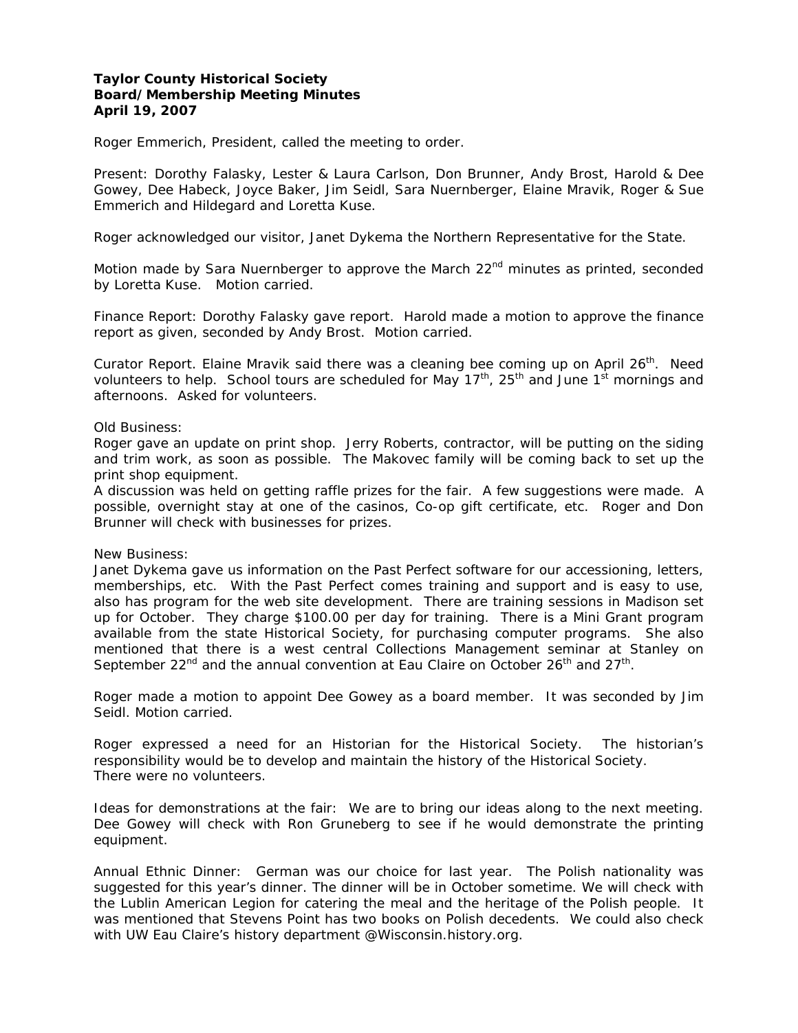**Taylor County Historical Society**
**Board/Membership Meeting Minutes**
**April 19, 2007**

Roger Emmerich, President, called the meeting to order.

Present: Dorothy Falasky, Lester & Laura Carlson, Don Brunner, Andy Brost, Harold & Dee Gowey, Dee Habeck, Joyce Baker, Jim Seidl, Sara Nuernberger, Elaine Mravik, Roger & Sue Emmerich and Hildegard and Loretta Kuse.

Roger acknowledged our visitor, Janet Dykema the Northern Representative for the State.

Motion made by Sara Nuernberger to approve the March 22nd minutes as printed, seconded by Loretta Kuse. Motion carried.

Finance Report: Dorothy Falasky gave report. Harold made a motion to approve the finance report as given, seconded by Andy Brost. Motion carried.

Curator Report. Elaine Mravik said there was a cleaning bee coming up on April 26th. Need volunteers to help. School tours are scheduled for May 17th, 25th and June 1st mornings and afternoons. Asked for volunteers.

Old Business:
Roger gave an update on print shop. Jerry Roberts, contractor, will be putting on the siding and trim work, as soon as possible. The Makovec family will be coming back to set up the print shop equipment.
A discussion was held on getting raffle prizes for the fair. A few suggestions were made. A possible, overnight stay at one of the casinos, Co-op gift certificate, etc. Roger and Don Brunner will check with businesses for prizes.

New Business:
Janet Dykema gave us information on the Past Perfect software for our accessioning, letters, memberships, etc. With the Past Perfect comes training and support and is easy to use, also has program for the web site development. There are training sessions in Madison set up for October. They charge $100.00 per day for training. There is a Mini Grant program available from the state Historical Society, for purchasing computer programs. She also mentioned that there is a west central Collections Management seminar at Stanley on September 22nd and the annual convention at Eau Claire on October 26th and 27th.

Roger made a motion to appoint Dee Gowey as a board member. It was seconded by Jim Seidl. Motion carried.

Roger expressed a need for an Historian for the Historical Society. The historian's responsibility would be to develop and maintain the history of the Historical Society.
There were no volunteers.

Ideas for demonstrations at the fair: We are to bring our ideas along to the next meeting. Dee Gowey will check with Ron Gruneberg to see if he would demonstrate the printing equipment.

Annual Ethnic Dinner: German was our choice for last year. The Polish nationality was suggested for this year's dinner. The dinner will be in October sometime. We will check with the Lublin American Legion for catering the meal and the heritage of the Polish people. It was mentioned that Stevens Point has two books on Polish decedents. We could also check with UW Eau Claire's history department @Wisconsin.history.org.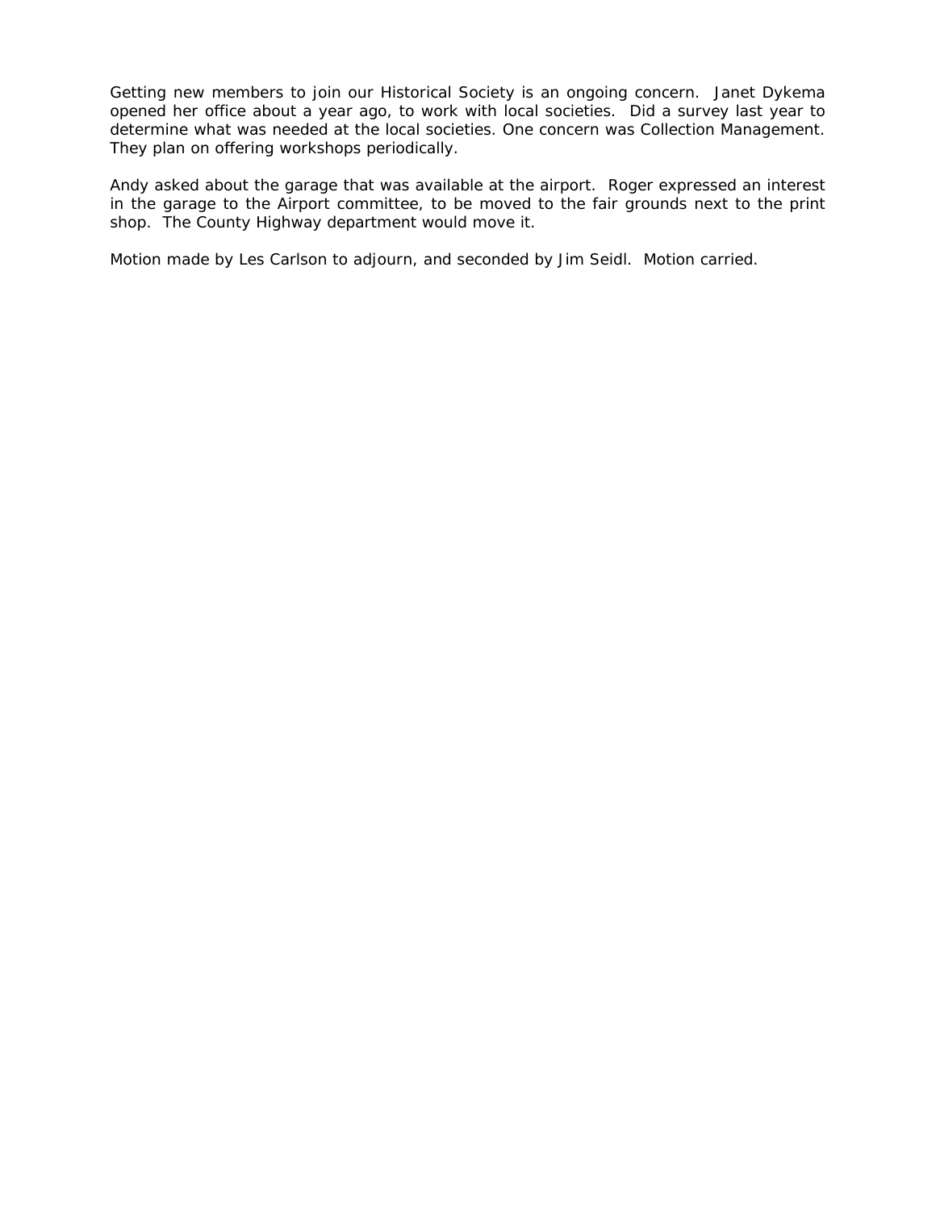Getting new members to join our Historical Society is an ongoing concern. Janet Dykema opened her office about a year ago, to work with local societies. Did a survey last year to determine what was needed at the local societies. One concern was Collection Management. They plan on offering workshops periodically.

Andy asked about the garage that was available at the airport. Roger expressed an interest in the garage to the Airport committee, to be moved to the fair grounds next to the print shop. The County Highway department would move it.

Motion made by Les Carlson to adjourn, and seconded by Jim Seidl. Motion carried.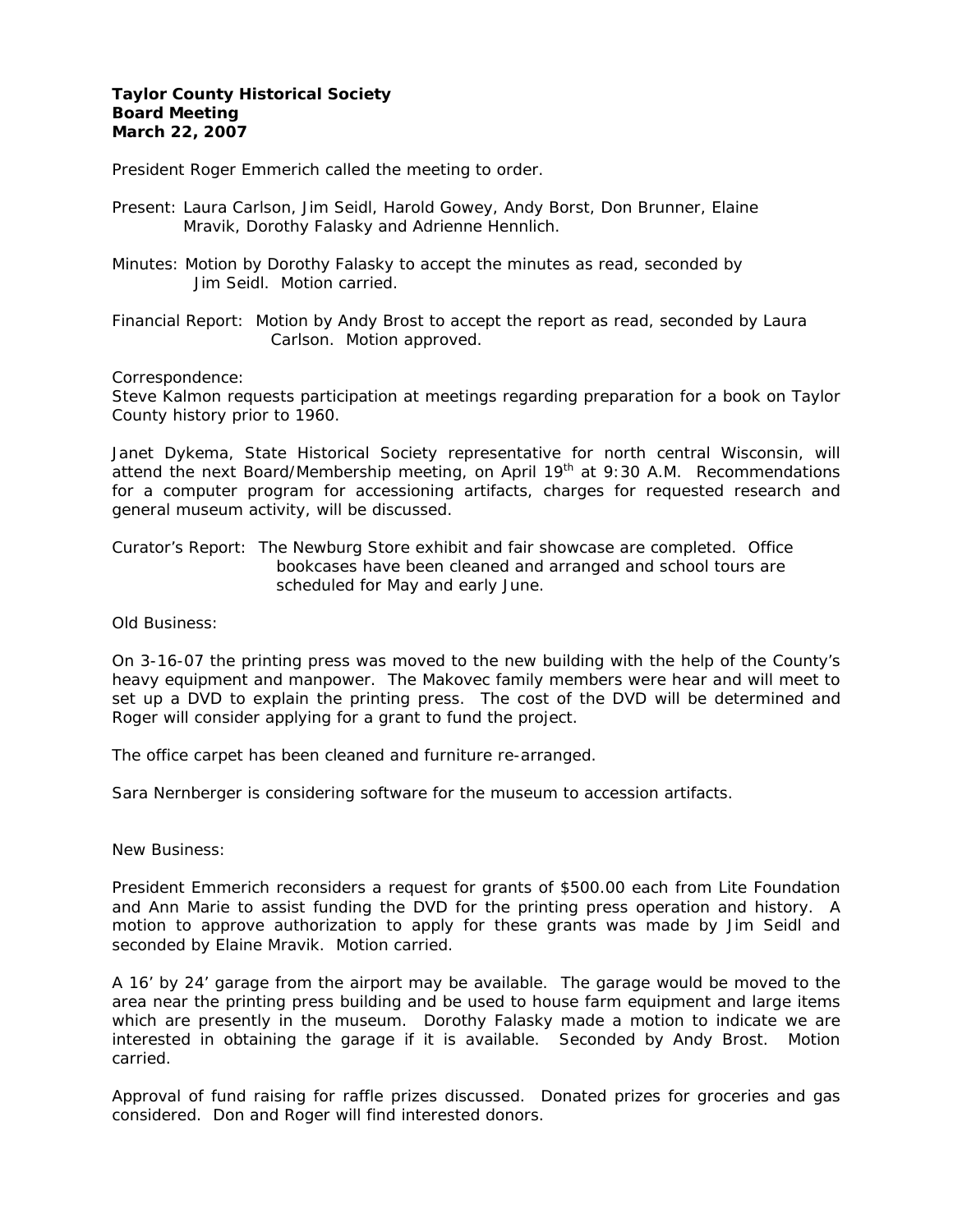**Taylor County Historical Society**
**Board Meeting**
**March 22, 2007**

President Roger Emmerich called the meeting to order.

Present: Laura Carlson, Jim Seidl, Harold Gowey, Andy Borst, Don Brunner, Elaine Mravik, Dorothy Falasky and Adrienne Hennlich.

Minutes: Motion by Dorothy Falasky to accept the minutes as read, seconded by Jim Seidl. Motion carried.

Financial Report: Motion by Andy Brost to accept the report as read, seconded by Laura Carlson. Motion approved.

Correspondence:
Steve Kalmon requests participation at meetings regarding preparation for a book on Taylor County history prior to 1960.

Janet Dykema, State Historical Society representative for north central Wisconsin, will attend the next Board/Membership meeting, on April 19th at 9:30 A.M. Recommendations for a computer program for accessioning artifacts, charges for requested research and general museum activity, will be discussed.

Curator's Report: The Newburg Store exhibit and fair showcase are completed. Office bookcases have been cleaned and arranged and school tours are scheduled for May and early June.

Old Business:

On 3-16-07 the printing press was moved to the new building with the help of the County's heavy equipment and manpower. The Makovec family members were hear and will meet to set up a DVD to explain the printing press. The cost of the DVD will be determined and Roger will consider applying for a grant to fund the project.

The office carpet has been cleaned and furniture re-arranged.

Sara Nernberger is considering software for the museum to accession artifacts.

New Business:

President Emmerich reconsiders a request for grants of $500.00 each from Lite Foundation and Ann Marie to assist funding the DVD for the printing press operation and history. A motion to approve authorization to apply for these grants was made by Jim Seidl and seconded by Elaine Mravik. Motion carried.

A 16' by 24' garage from the airport may be available. The garage would be moved to the area near the printing press building and be used to house farm equipment and large items which are presently in the museum. Dorothy Falasky made a motion to indicate we are interested in obtaining the garage if it is available. Seconded by Andy Brost. Motion carried.

Approval of fund raising for raffle prizes discussed. Donated prizes for groceries and gas considered. Don and Roger will find interested donors.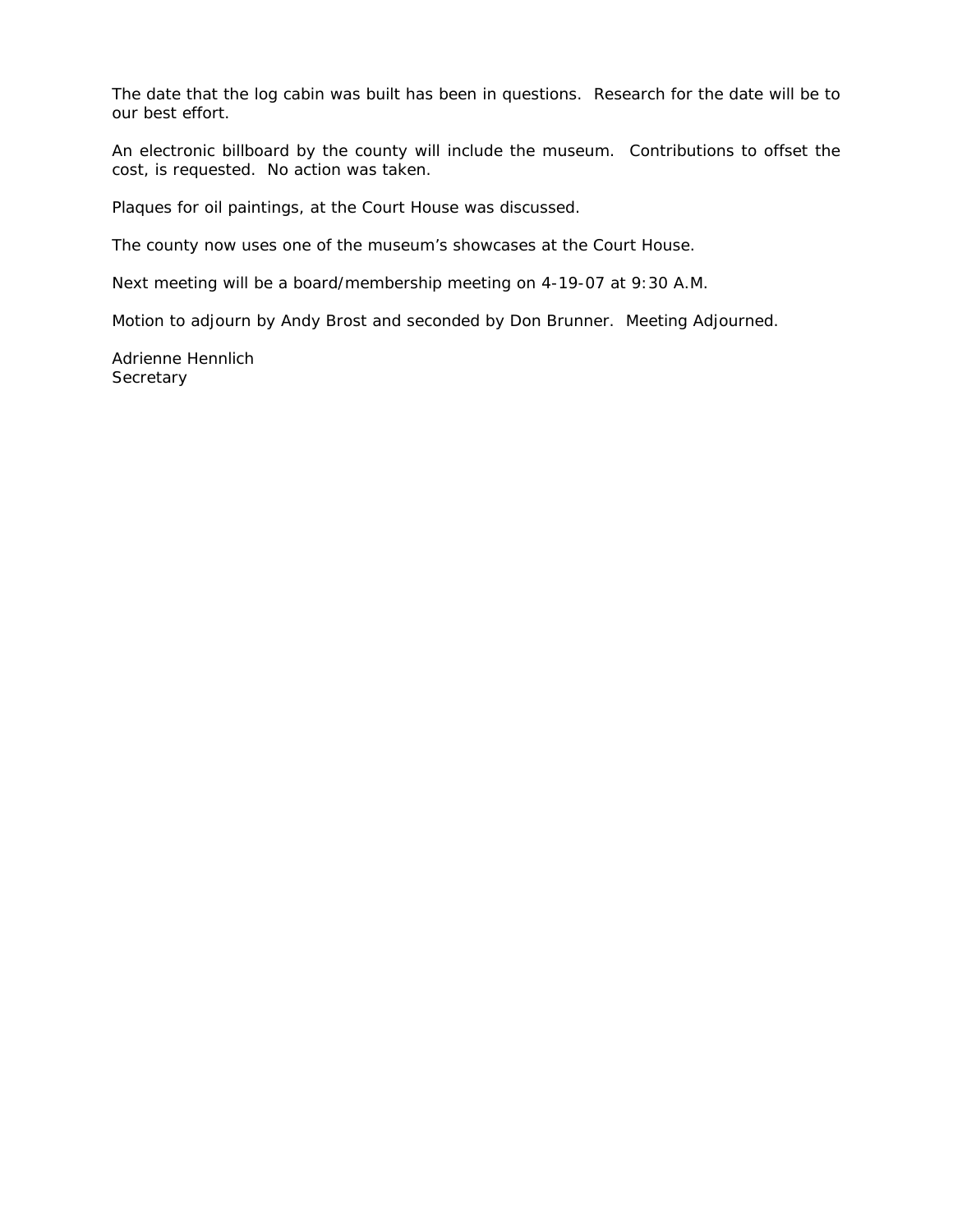The date that the log cabin was built has been in questions. Research for the date will be to our best effort.

An electronic billboard by the county will include the museum. Contributions to offset the cost, is requested. No action was taken.

Plaques for oil paintings, at the Court House was discussed.

The county now uses one of the museum's showcases at the Court House.

Next meeting will be a board/membership meeting on 4-19-07 at 9:30 A.M.

Motion to adjourn by Andy Brost and seconded by Don Brunner. Meeting Adjourned.

Adrienne Hennlich
Secretary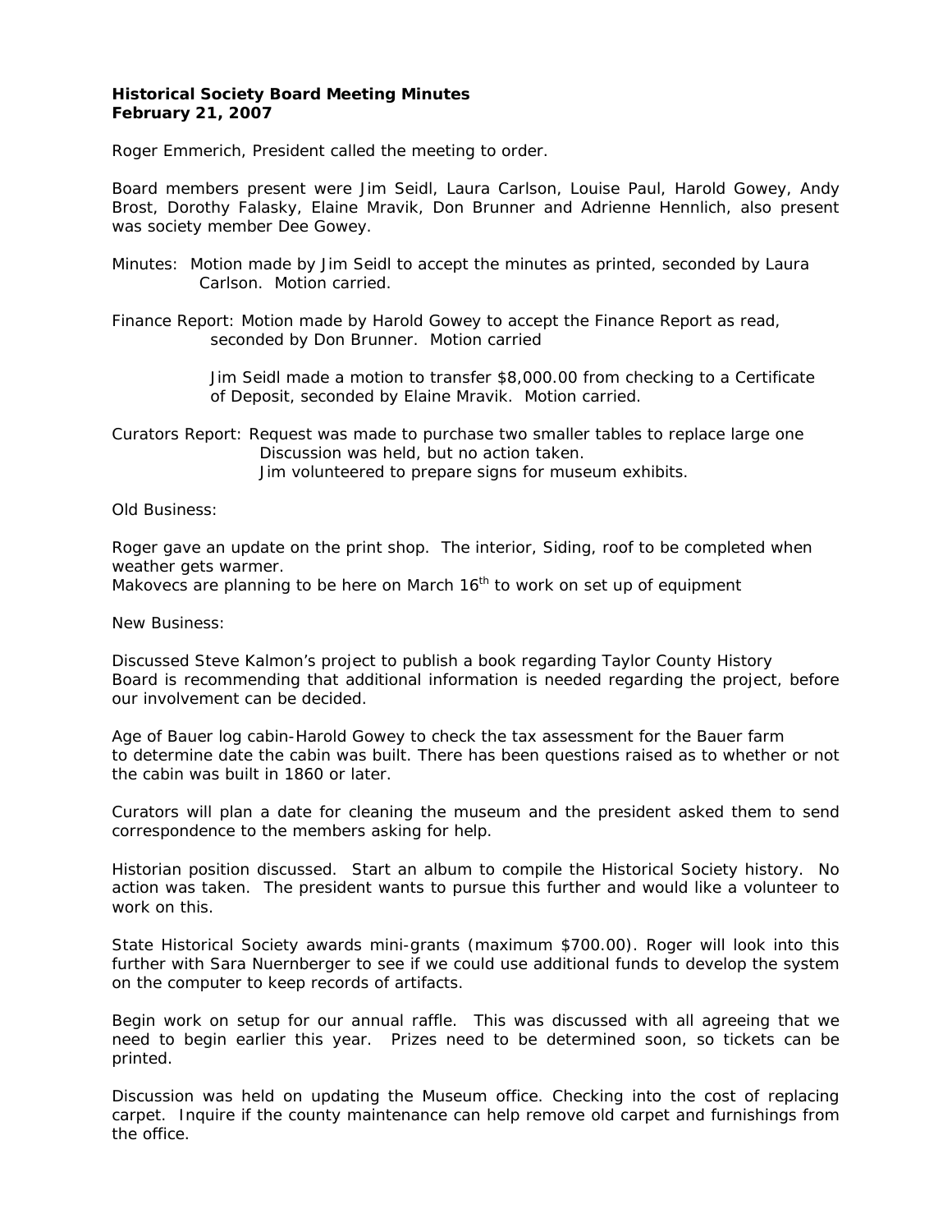**Historical Society Board Meeting Minutes**
**February 21, 2007**

Roger Emmerich, President called the meeting to order.

Board members present were Jim Seidl, Laura Carlson, Louise Paul, Harold Gowey, Andy Brost, Dorothy Falasky, Elaine Mravik, Don Brunner and Adrienne Hennlich, also present was society member Dee Gowey.

Minutes: Motion made by Jim Seidl to accept the minutes as printed, seconded by Laura Carlson. Motion carried.

Finance Report: Motion made by Harold Gowey to accept the Finance Report as read, seconded by Don Brunner. Motion carried

Jim Seidl made a motion to transfer $8,000.00 from checking to a Certificate of Deposit, seconded by Elaine Mravik. Motion carried.

Curators Report: Request was made to purchase two smaller tables to replace large one Discussion was held, but no action taken.
Jim volunteered to prepare signs for museum exhibits.

Old Business:

Roger gave an update on the print shop. The interior, Siding, roof to be completed when weather gets warmer.
Makovecs are planning to be here on March 16th to work on set up of equipment

New Business:

Discussed Steve Kalmon's project to publish a book regarding Taylor County History
Board is recommending that additional information is needed regarding the project, before our involvement can be decided.

Age of Bauer log cabin-Harold Gowey to check the tax assessment for the Bauer farm to determine date the cabin was built. There has been questions raised as to whether or not the cabin was built in 1860 or later.

Curators will plan a date for cleaning the museum and the president asked them to send correspondence to the members asking for help.

Historian position discussed. Start an album to compile the Historical Society history. No action was taken. The president wants to pursue this further and would like a volunteer to work on this.

State Historical Society awards mini-grants (maximum $700.00). Roger will look into this further with Sara Nuernberger to see if we could use additional funds to develop the system on the computer to keep records of artifacts.

Begin work on setup for our annual raffle. This was discussed with all agreeing that we need to begin earlier this year. Prizes need to be determined soon, so tickets can be printed.

Discussion was held on updating the Museum office. Checking into the cost of replacing carpet. Inquire if the county maintenance can help remove old carpet and furnishings from the office.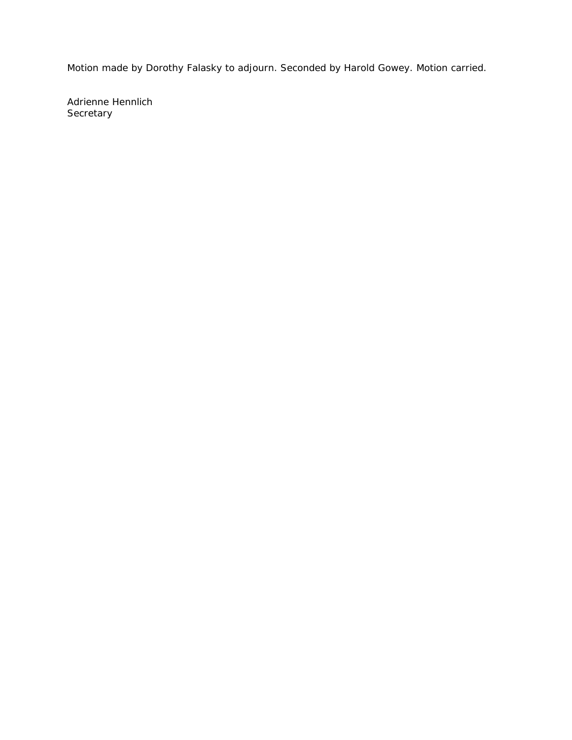Motion made by Dorothy Falasky to adjourn. Seconded by Harold Gowey. Motion carried.

Adrienne Hennlich
Secretary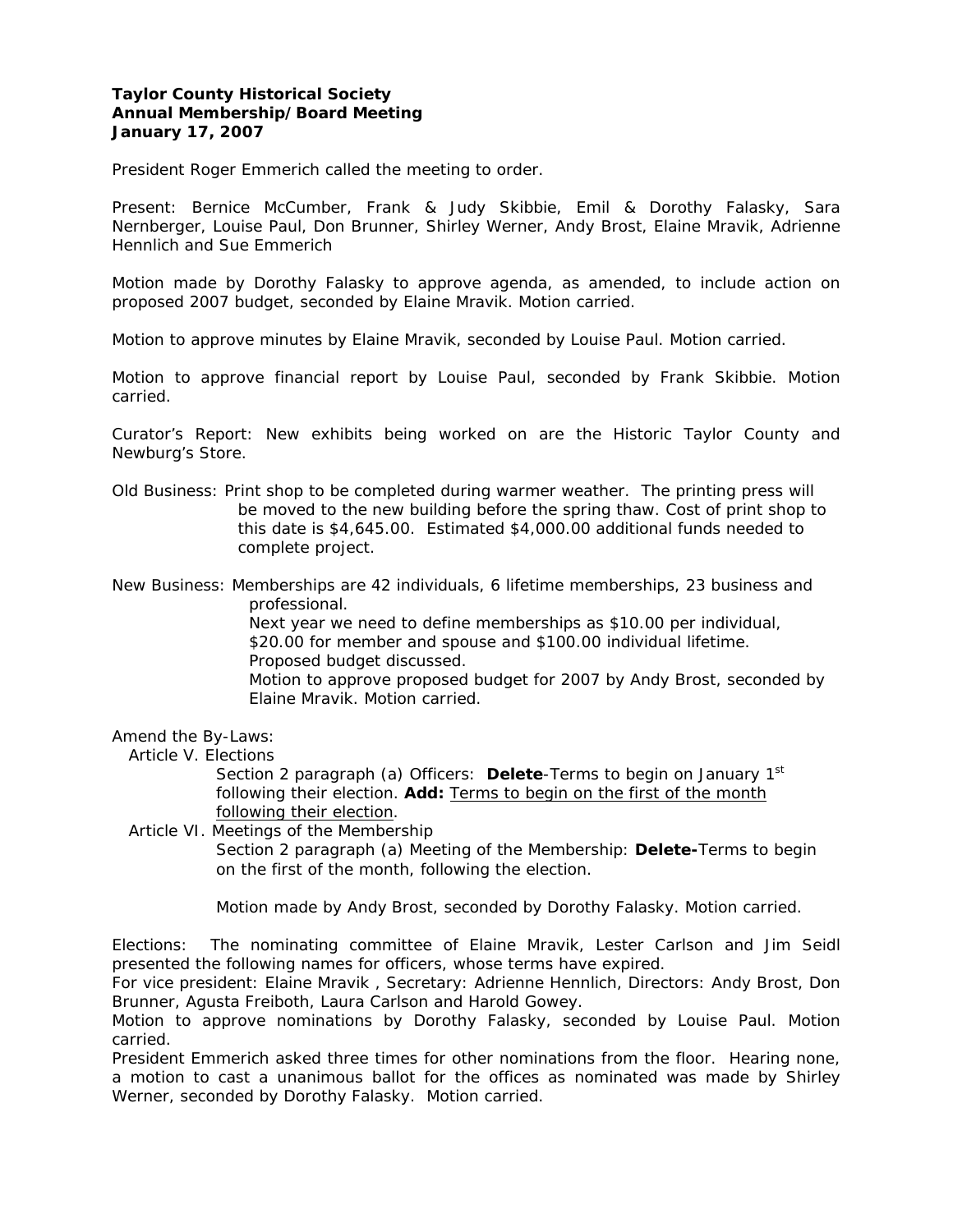**Taylor County Historical Society**
**Annual Membership/Board Meeting**
**January 17, 2007**

President Roger Emmerich called the meeting to order.

Present: Bernice McCumber, Frank & Judy Skibbie, Emil & Dorothy Falasky, Sara Nernberger, Louise Paul, Don Brunner, Shirley Werner, Andy Brost, Elaine Mravik, Adrienne Hennlich and Sue Emmerich

Motion made by Dorothy Falasky to approve agenda, as amended, to include action on proposed 2007 budget, seconded by Elaine Mravik. Motion carried.

Motion to approve minutes by Elaine Mravik, seconded by Louise Paul. Motion carried.

Motion to approve financial report by Louise Paul, seconded by Frank Skibbie. Motion carried.

Curator's Report: New exhibits being worked on are the Historic Taylor County and Newburg's Store.

Old Business: Print shop to be completed during warmer weather. The printing press will be moved to the new building before the spring thaw. Cost of print shop to this date is $4,645.00. Estimated $4,000.00 additional funds needed to complete project.

New Business: Memberships are 42 individuals, 6 lifetime memberships, 23 business and professional.
Next year we need to define memberships as $10.00 per individual, $20.00 for member and spouse and $100.00 individual lifetime.
Proposed budget discussed.
Motion to approve proposed budget for 2007 by Andy Brost, seconded by Elaine Mravik. Motion carried.

Amend the By-Laws:

Article V. Elections
Section 2 paragraph (a) Officers: **Delete**-Terms to begin on January 1st following their election. **Add:** <u>Terms to begin on the first of the month following their election</u>.

Article VI. Meetings of the Membership
Section 2 paragraph (a) Meeting of the Membership: **Delete-**Terms to begin on the first of the month, following the election.

Motion made by Andy Brost, seconded by Dorothy Falasky. Motion carried.

Elections: The nominating committee of Elaine Mravik, Lester Carlson and Jim Seidl presented the following names for officers, whose terms have expired.
For vice president: Elaine Mravik , Secretary: Adrienne Hennlich, Directors: Andy Brost, Don Brunner, Agusta Freiboth, Laura Carlson and Harold Gowey.
Motion to approve nominations by Dorothy Falasky, seconded by Louise Paul. Motion carried.
President Emmerich asked three times for other nominations from the floor. Hearing none, a motion to cast a unanimous ballot for the offices as nominated was made by Shirley Werner, seconded by Dorothy Falasky. Motion carried.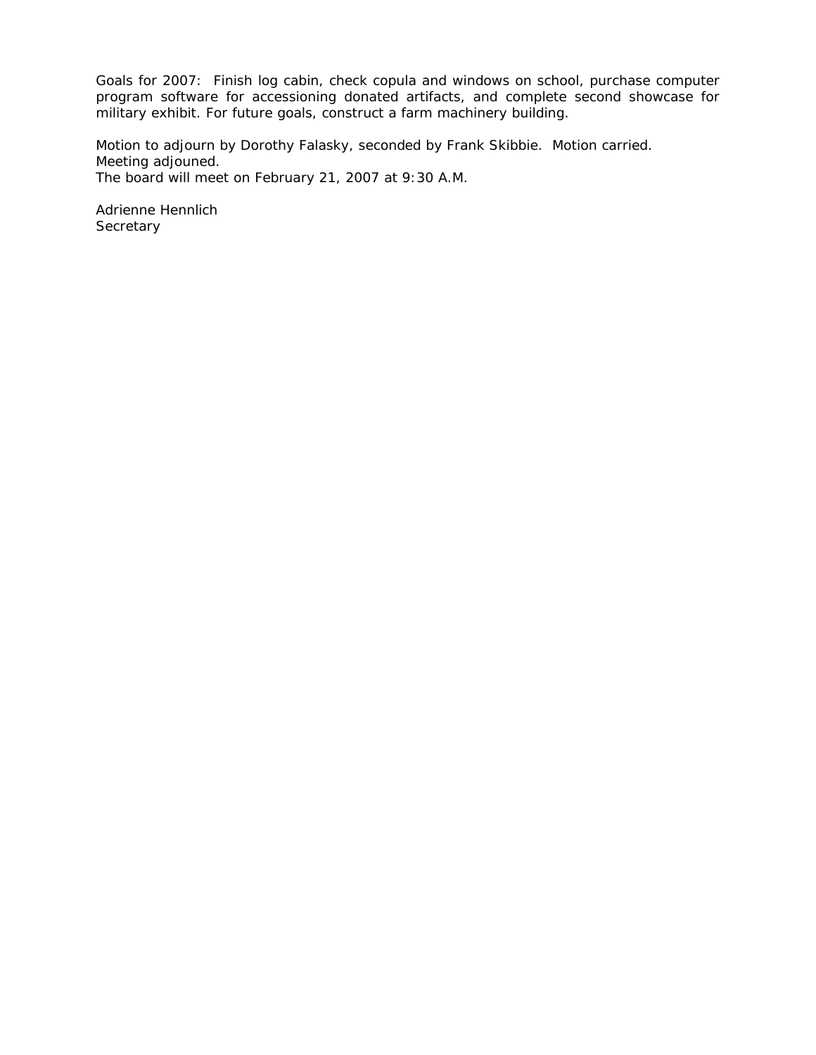Goals for 2007: Finish log cabin, check copula and windows on school, purchase computer program software for accessioning donated artifacts, and complete second showcase for military exhibit. For future goals, construct a farm machinery building.

Motion to adjourn by Dorothy Falasky, seconded by Frank Skibbie. Motion carried.
Meeting adjouned.
The board will meet on February 21, 2007 at 9:30 A.M.

Adrienne Hennlich
Secretary